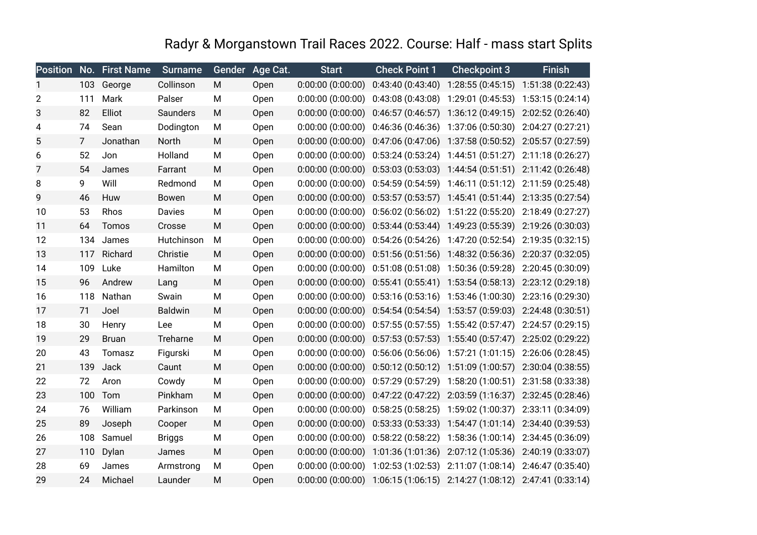# Radyr & Morganstown Trail Races 2022. Course: Half - mass start Splits

| Position | No. | First Name | Surname | Gender | Age Cat. | Start | Check Point 1 | Checkpoint 3 | Finish |
|---|---|---|---|---|---|---|---|---|---|
| 1 | 103 | George | Collinson | M | Open | 0:00:00 (0:00:00) | 0:43:40 (0:43:40) | 1:28:55 (0:45:15) | 1:51:38 (0:22:43) |
| 2 | 111 | Mark | Palser | M | Open | 0:00:00 (0:00:00) | 0:43:08 (0:43:08) | 1:29:01 (0:45:53) | 1:53:15 (0:24:14) |
| 3 | 82 | Elliot | Saunders | M | Open | 0:00:00 (0:00:00) | 0:46:57 (0:46:57) | 1:36:12 (0:49:15) | 2:02:52 (0:26:40) |
| 4 | 74 | Sean | Dodington | M | Open | 0:00:00 (0:00:00) | 0:46:36 (0:46:36) | 1:37:06 (0:50:30) | 2:04:27 (0:27:21) |
| 5 | 7 | Jonathan | North | M | Open | 0:00:00 (0:00:00) | 0:47:06 (0:47:06) | 1:37:58 (0:50:52) | 2:05:57 (0:27:59) |
| 6 | 52 | Jon | Holland | M | Open | 0:00:00 (0:00:00) | 0:53:24 (0:53:24) | 1:44:51 (0:51:27) | 2:11:18 (0:26:27) |
| 7 | 54 | James | Farrant | M | Open | 0:00:00 (0:00:00) | 0:53:03 (0:53:03) | 1:44:54 (0:51:51) | 2:11:42 (0:26:48) |
| 8 | 9 | Will | Redmond | M | Open | 0:00:00 (0:00:00) | 0:54:59 (0:54:59) | 1:46:11 (0:51:12) | 2:11:59 (0:25:48) |
| 9 | 46 | Huw | Bowen | M | Open | 0:00:00 (0:00:00) | 0:53:57 (0:53:57) | 1:45:41 (0:51:44) | 2:13:35 (0:27:54) |
| 10 | 53 | Rhos | Davies | M | Open | 0:00:00 (0:00:00) | 0:56:02 (0:56:02) | 1:51:22 (0:55:20) | 2:18:49 (0:27:27) |
| 11 | 64 | Tomos | Crosse | M | Open | 0:00:00 (0:00:00) | 0:53:44 (0:53:44) | 1:49:23 (0:55:39) | 2:19:26 (0:30:03) |
| 12 | 134 | James | Hutchinson | M | Open | 0:00:00 (0:00:00) | 0:54:26 (0:54:26) | 1:47:20 (0:52:54) | 2:19:35 (0:32:15) |
| 13 | 117 | Richard | Christie | M | Open | 0:00:00 (0:00:00) | 0:51:56 (0:51:56) | 1:48:32 (0:56:36) | 2:20:37 (0:32:05) |
| 14 | 109 | Luke | Hamilton | M | Open | 0:00:00 (0:00:00) | 0:51:08 (0:51:08) | 1:50:36 (0:59:28) | 2:20:45 (0:30:09) |
| 15 | 96 | Andrew | Lang | M | Open | 0:00:00 (0:00:00) | 0:55:41 (0:55:41) | 1:53:54 (0:58:13) | 2:23:12 (0:29:18) |
| 16 | 118 | Nathan | Swain | M | Open | 0:00:00 (0:00:00) | 0:53:16 (0:53:16) | 1:53:46 (1:00:30) | 2:23:16 (0:29:30) |
| 17 | 71 | Joel | Baldwin | M | Open | 0:00:00 (0:00:00) | 0:54:54 (0:54:54) | 1:53:57 (0:59:03) | 2:24:48 (0:30:51) |
| 18 | 30 | Henry | Lee | M | Open | 0:00:00 (0:00:00) | 0:57:55 (0:57:55) | 1:55:42 (0:57:47) | 2:24:57 (0:29:15) |
| 19 | 29 | Bruan | Treharne | M | Open | 0:00:00 (0:00:00) | 0:57:53 (0:57:53) | 1:55:40 (0:57:47) | 2:25:02 (0:29:22) |
| 20 | 43 | Tomasz | Figurski | M | Open | 0:00:00 (0:00:00) | 0:56:06 (0:56:06) | 1:57:21 (1:01:15) | 2:26:06 (0:28:45) |
| 21 | 139 | Jack | Caunt | M | Open | 0:00:00 (0:00:00) | 0:50:12 (0:50:12) | 1:51:09 (1:00:57) | 2:30:04 (0:38:55) |
| 22 | 72 | Aron | Cowdy | M | Open | 0:00:00 (0:00:00) | 0:57:29 (0:57:29) | 1:58:20 (1:00:51) | 2:31:58 (0:33:38) |
| 23 | 100 | Tom | Pinkham | M | Open | 0:00:00 (0:00:00) | 0:47:22 (0:47:22) | 2:03:59 (1:16:37) | 2:32:45 (0:28:46) |
| 24 | 76 | William | Parkinson | M | Open | 0:00:00 (0:00:00) | 0:58:25 (0:58:25) | 1:59:02 (1:00:37) | 2:33:11 (0:34:09) |
| 25 | 89 | Joseph | Cooper | M | Open | 0:00:00 (0:00:00) | 0:53:33 (0:53:33) | 1:54:47 (1:01:14) | 2:34:40 (0:39:53) |
| 26 | 108 | Samuel | Briggs | M | Open | 0:00:00 (0:00:00) | 0:58:22 (0:58:22) | 1:58:36 (1:00:14) | 2:34:45 (0:36:09) |
| 27 | 110 | Dylan | James | M | Open | 0:00:00 (0:00:00) | 1:01:36 (1:01:36) | 2:07:12 (1:05:36) | 2:40:19 (0:33:07) |
| 28 | 69 | James | Armstrong | M | Open | 0:00:00 (0:00:00) | 1:02:53 (1:02:53) | 2:11:07 (1:08:14) | 2:46:47 (0:35:40) |
| 29 | 24 | Michael | Launder | M | Open | 0:00:00 (0:00:00) | 1:06:15 (1:06:15) | 2:14:27 (1:08:12) | 2:47:41 (0:33:14) |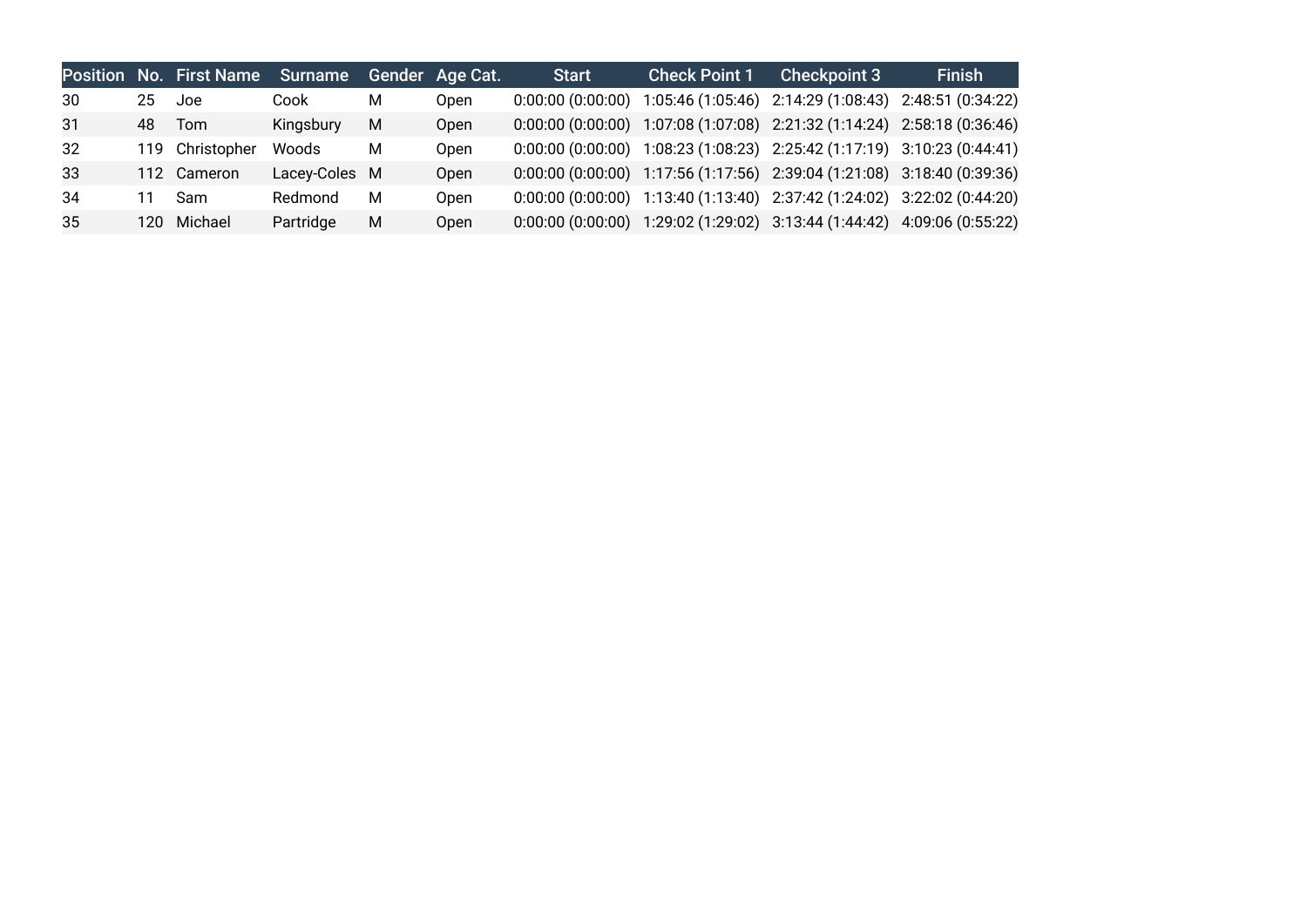| Position | No. | First Name | Surname | Gender | Age Cat. | Start | Check Point 1 | Checkpoint 3 | Finish |
|---|---|---|---|---|---|---|---|---|---|
| 30 | 25 | Joe | Cook | M | Open | 0:00:00 (0:00:00) | 1:05:46 (1:05:46) | 2:14:29 (1:08:43) | 2:48:51 (0:34:22) |
| 31 | 48 | Tom | Kingsbury | M | Open | 0:00:00 (0:00:00) | 1:07:08 (1:07:08) | 2:21:32 (1:14:24) | 2:58:18 (0:36:46) |
| 32 | 119 | Christopher | Woods | M | Open | 0:00:00 (0:00:00) | 1:08:23 (1:08:23) | 2:25:42 (1:17:19) | 3:10:23 (0:44:41) |
| 33 | 112 | Cameron | Lacey-Coles | M | Open | 0:00:00 (0:00:00) | 1:17:56 (1:17:56) | 2:39:04 (1:21:08) | 3:18:40 (0:39:36) |
| 34 | 11 | Sam | Redmond | M | Open | 0:00:00 (0:00:00) | 1:13:40 (1:13:40) | 2:37:42 (1:24:02) | 3:22:02 (0:44:20) |
| 35 | 120 | Michael | Partridge | M | Open | 0:00:00 (0:00:00) | 1:29:02 (1:29:02) | 3:13:44 (1:44:42) | 4:09:06 (0:55:22) |